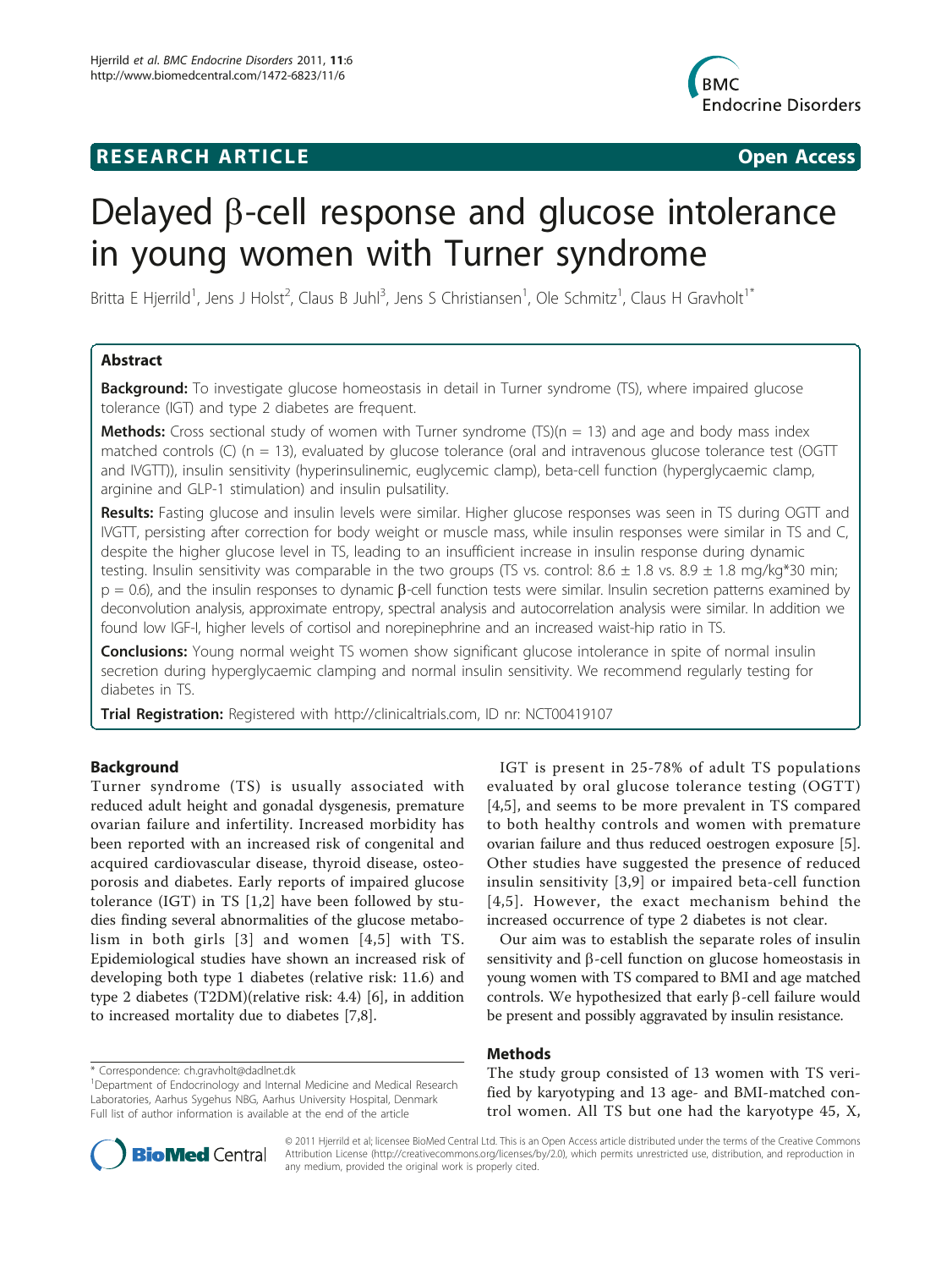RESEARCH ARTICLE **Open Access**

# Delayed β-cell response and glucose intolerance in young women with Turner syndrome

Britta E Hjerrild[1], Jens J Holst[2], Claus B Juhl[3], Jens S Christiansen[1], Ole Schmitz[1], Claus H Gravholt[1*]

## Abstract

**Background:** To investigate glucose homeostasis in detail in Turner syndrome (TS), where impaired glucose tolerance (IGT) and type 2 diabetes are frequent.

**Methods:** Cross sectional study of women with Turner syndrome (TS)(n = 13) and age and body mass index matched controls (C) (n = 13), evaluated by glucose tolerance (oral and intravenous glucose tolerance test (OGTT and IVGTT)), insulin sensitivity (hyperinsulinemic, euglycemic clamp), beta-cell function (hyperglycaemic clamp, arginine and GLP-1 stimulation) and insulin pulsatility.

**Results:** Fasting glucose and insulin levels were similar. Higher glucose responses was seen in TS during OGTT and IVGTT, persisting after correction for body weight or muscle mass, while insulin responses were similar in TS and C, despite the higher glucose level in TS, leading to an insufficient increase in insulin response during dynamic testing. Insulin sensitivity was comparable in the two groups (TS vs. control: 8.6 ± 1.8 vs. 8.9 ± 1.8 mg/kg*30 min; p = 0.6), and the insulin responses to dynamic β-cell function tests were similar. Insulin secretion patterns examined by deconvolution analysis, approximate entropy, spectral analysis and autocorrelation analysis were similar. In addition we found low IGF-I, higher levels of cortisol and norepinephrine and an increased waist-hip ratio in TS.

**Conclusions:** Young normal weight TS women show significant glucose intolerance in spite of normal insulin secretion during hyperglycaemic clamping and normal insulin sensitivity. We recommend regularly testing for diabetes in TS.

**Trial Registration:** Registered with http://clinicaltrials.com, ID nr: NCT00419107

## Background

Turner syndrome (TS) is usually associated with reduced adult height and gonadal dysgenesis, premature ovarian failure and infertility. Increased morbidity has been reported with an increased risk of congenital and acquired cardiovascular disease, thyroid disease, osteoporosis and diabetes. Early reports of impaired glucose tolerance (IGT) in TS [1,2] have been followed by studies finding several abnormalities of the glucose metabolism in both girls [3] and women [4,5] with TS. Epidemiological studies have shown an increased risk of developing both type 1 diabetes (relative risk: 11.6) and type 2 diabetes (T2DM)(relative risk: 4.4) [6], in addition to increased mortality due to diabetes [7,8].

IGT is present in 25-78% of adult TS populations evaluated by oral glucose tolerance testing (OGTT) [4,5], and seems to be more prevalent in TS compared to both healthy controls and women with premature ovarian failure and thus reduced oestrogen exposure [5]. Other studies have suggested the presence of reduced insulin sensitivity [3,9] or impaired beta-cell function [4,5]. However, the exact mechanism behind the increased occurrence of type 2 diabetes is not clear.

Our aim was to establish the separate roles of insulin sensitivity and β-cell function on glucose homeostasis in young women with TS compared to BMI and age matched controls. We hypothesized that early β-cell failure would be present and possibly aggravated by insulin resistance.

## Methods

The study group consisted of 13 women with TS verified by karyotyping and 13 age- and BMI-matched control women. All TS but one had the karyotype 45, X,

\* Correspondence: ch.gravholt@dadlnet.dk
[1]Department of Endocrinology and Internal Medicine and Medical Research Laboratories, Aarhus Sygehus NBG, Aarhus University Hospital, Denmark
Full list of author information is available at the end of the article

© 2011 Hjerrild et al; licensee BioMed Central Ltd. This is an Open Access article distributed under the terms of the Creative Commons Attribution License (http://creativecommons.org/licenses/by/2.0), which permits unrestricted use, distribution, and reproduction in any medium, provided the original work is properly cited.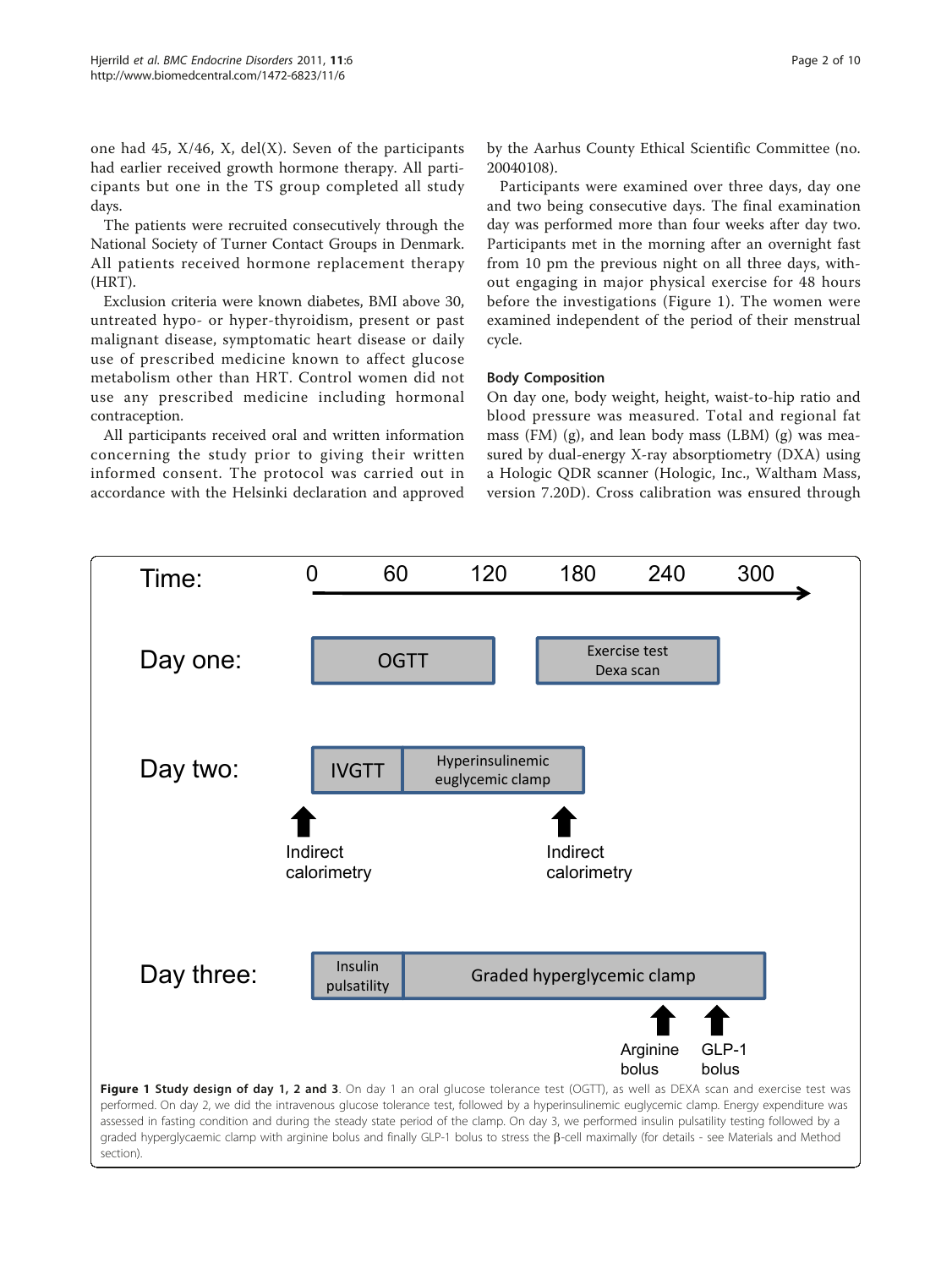one had 45, X/46, X, del(X). Seven of the participants had earlier received growth hormone therapy. All participants but one in the TS group completed all study days.

The patients were recruited consecutively through the National Society of Turner Contact Groups in Denmark. All patients received hormone replacement therapy (HRT).

Exclusion criteria were known diabetes, BMI above 30, untreated hypo- or hyper-thyroidism, present or past malignant disease, symptomatic heart disease or daily use of prescribed medicine known to affect glucose metabolism other than HRT. Control women did not use any prescribed medicine including hormonal contraception.

All participants received oral and written information concerning the study prior to giving their written informed consent. The protocol was carried out in accordance with the Helsinki declaration and approved by the Aarhus County Ethical Scientific Committee (no. 20040108).

Participants were examined over three days, day one and two being consecutive days. The final examination day was performed more than four weeks after day two. Participants met in the morning after an overnight fast from 10 pm the previous night on all three days, without engaging in major physical exercise for 48 hours before the investigations (Figure 1). The women were examined independent of the period of their menstrual cycle.

### Body Composition

On day one, body weight, height, waist-to-hip ratio and blood pressure was measured. Total and regional fat mass (FM) (g), and lean body mass (LBM) (g) was measured by dual-energy X-ray absorptiometry (DXA) using a Hologic QDR scanner (Hologic, Inc., Waltham Mass, version 7.20D). Cross calibration was ensured through

**Figure 1 Study design of day 1, 2 and 3**. On day 1 an oral glucose tolerance test (OGTT), as well as DEXA scan and exercise test was performed. On day 2, we did the intravenous glucose tolerance test, followed by a hyperinsulinemic euglycemic clamp. Energy expenditure was assessed in fasting condition and during the steady state period of the clamp. On day 3, we performed insulin pulsatility testing followed by a graded hyperglycaemic clamp with arginine bolus and finally GLP-1 bolus to stress the β-cell maximally (for details - see Materials and Method section).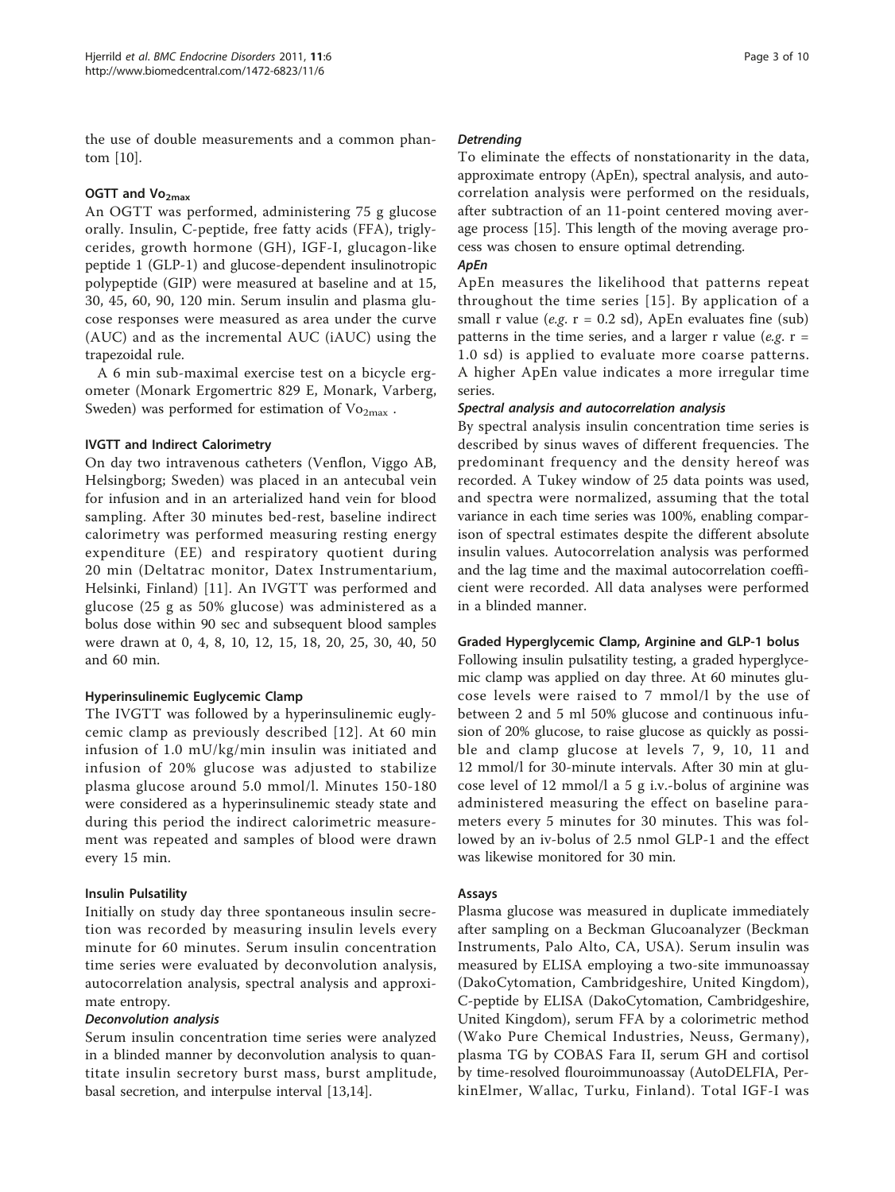the use of double measurements and a common phantom [10].

### OGTT and $Vo_{2max}$

An OGTT was performed, administering 75 g glucose orally. Insulin, C-peptide, free fatty acids (FFA), triglycerides, growth hormone (GH), IGF-I, glucagon-like peptide 1 (GLP-1) and glucose-dependent insulinotropic polypeptide (GIP) were measured at baseline and at 15, 30, 45, 60, 90, 120 min. Serum insulin and plasma glucose responses were measured as area under the curve (AUC) and as the incremental AUC (iAUC) using the trapezoidal rule.

A 6 min sub-maximal exercise test on a bicycle ergometer (Monark Ergomertric 829 E, Monark, Varberg, Sweden) was performed for estimation of $Vo_{2max}$ .

### IVGTT and Indirect Calorimetry

On day two intravenous catheters (Venflon, Viggo AB, Helsingborg; Sweden) was placed in an antecubal vein for infusion and in an arterialized hand vein for blood sampling. After 30 minutes bed-rest, baseline indirect calorimetry was performed measuring resting energy expenditure (EE) and respiratory quotient during 20 min (Deltatrac monitor, Datex Instrumentarium, Helsinki, Finland) [11]. An IVGTT was performed and glucose (25 g as 50% glucose) was administered as a bolus dose within 90 sec and subsequent blood samples were drawn at 0, 4, 8, 10, 12, 15, 18, 20, 25, 30, 40, 50 and 60 min.

### Hyperinsulinemic Euglycemic Clamp

The IVGTT was followed by a hyperinsulinemic euglycemic clamp as previously described [12]. At 60 min infusion of 1.0 mU/kg/min insulin was initiated and infusion of 20% glucose was adjusted to stabilize plasma glucose around 5.0 mmol/l. Minutes 150-180 were considered as a hyperinsulinemic steady state and during this period the indirect calorimetric measurement was repeated and samples of blood were drawn every 15 min.

### Insulin Pulsatility

Initially on study day three spontaneous insulin secretion was recorded by measuring insulin levels every minute for 60 minutes. Serum insulin concentration time series were evaluated by deconvolution analysis, autocorrelation analysis, spectral analysis and approximate entropy.

#### *Deconvolution analysis*

Serum insulin concentration time series were analyzed in a blinded manner by deconvolution analysis to quantitate insulin secretory burst mass, burst amplitude, basal secretion, and interpulse interval [13,14].

#### *Detrending*

To eliminate the effects of nonstationarity in the data, approximate entropy (ApEn), spectral analysis, and autocorrelation analysis were performed on the residuals, after subtraction of an 11-point centered moving average process [15]. This length of the moving average process was chosen to ensure optimal detrending.

#### *ApEn*

ApEn measures the likelihood that patterns repeat throughout the time series [15]. By application of a small r value (*e.g.* r = 0.2 sd), ApEn evaluates fine (sub) patterns in the time series, and a larger r value (*e.g.* r = 1.0 sd) is applied to evaluate more coarse patterns. A higher ApEn value indicates a more irregular time series.

#### *Spectral analysis and autocorrelation analysis*

By spectral analysis insulin concentration time series is described by sinus waves of different frequencies. The predominant frequency and the density hereof was recorded. A Tukey window of 25 data points was used, and spectra were normalized, assuming that the total variance in each time series was 100%, enabling comparison of spectral estimates despite the different absolute insulin values. Autocorrelation analysis was performed and the lag time and the maximal autocorrelation coefficient were recorded. All data analyses were performed in a blinded manner.

### Graded Hyperglycemic Clamp, Arginine and GLP-1 bolus

Following insulin pulsatility testing, a graded hyperglycemic clamp was applied on day three. At 60 minutes glucose levels were raised to 7 mmol/l by the use of between 2 and 5 ml 50% glucose and continuous infusion of 20% glucose, to raise glucose as quickly as possible and clamp glucose at levels 7, 9, 10, 11 and 12 mmol/l for 30-minute intervals. After 30 min at glucose level of 12 mmol/l a 5 g i.v.-bolus of arginine was administered measuring the effect on baseline parameters every 5 minutes for 30 minutes. This was followed by an iv-bolus of 2.5 nmol GLP-1 and the effect was likewise monitored for 30 min.

### Assays

Plasma glucose was measured in duplicate immediately after sampling on a Beckman Glucoanalyzer (Beckman Instruments, Palo Alto, CA, USA). Serum insulin was measured by ELISA employing a two-site immunoassay (DakoCytomation, Cambridgeshire, United Kingdom), C-peptide by ELISA (DakoCytomation, Cambridgeshire, United Kingdom), serum FFA by a colorimetric method (Wako Pure Chemical Industries, Neuss, Germany), plasma TG by COBAS Fara II, serum GH and cortisol by time-resolved flouroimmunoassay (AutoDELFIA, PerkinElmer, Wallac, Turku, Finland). Total IGF-I was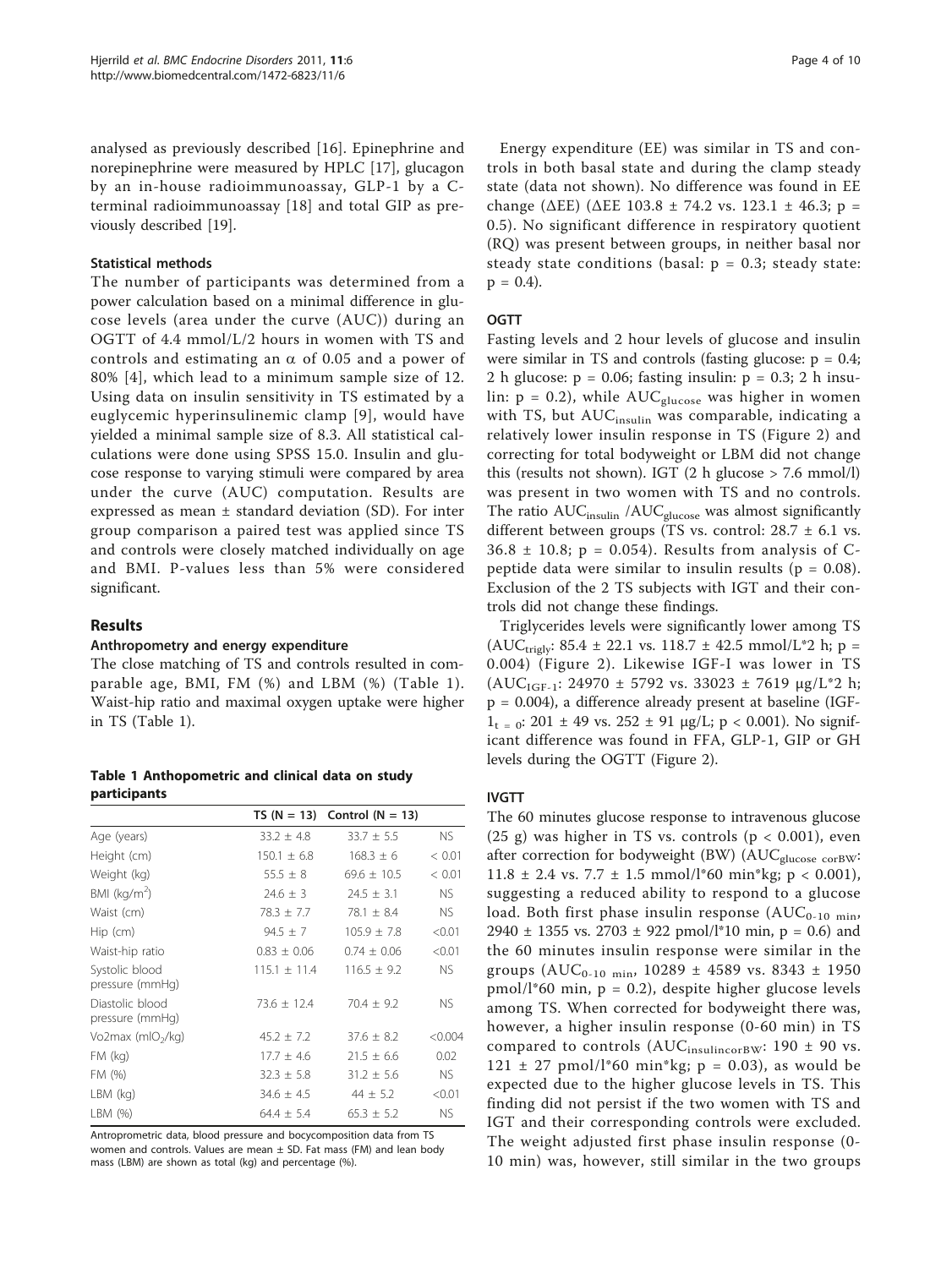analysed as previously described [16]. Epinephrine and norepinephrine were measured by HPLC [17], glucagon by an in-house radioimmunoassay, GLP-1 by a C-terminal radioimmunoassay [18] and total GIP as previously described [19].

### Statistical methods

The number of participants was determined from a power calculation based on a minimal difference in glucose levels (area under the curve (AUC)) during an OGTT of 4.4 mmol/L/2 hours in women with TS and controls and estimating an $\alpha$ of 0.05 and a power of 80% [4], which lead to a minimum sample size of 12. Using data on insulin sensitivity in TS estimated by a euglycemic hyperinsulinemic clamp [9], would have yielded a minimal sample size of 8.3. All statistical calculations were done using SPSS 15.0. Insulin and glucose response to varying stimuli were compared by area under the curve (AUC) computation. Results are expressed as mean ± standard deviation (SD). For inter group comparison a paired test was applied since TS and controls were closely matched individually on age and BMI. P-values less than 5% were considered significant.

## Results

### Anthropometry and energy expenditure

The close matching of TS and controls resulted in comparable age, BMI, FM (%) and LBM (%) (Table 1). Waist-hip ratio and maximal oxygen uptake were higher in TS (Table 1).

**Table 1 Anthopometric and clinical data on study participants**

| | TS (N = 13) | Control (N = 13) | |
|---|---|---|---|
| Age (years) | 33.2 ± 4.8 | 33.7 ± 5.5 | NS |
| Height (cm) | 150.1 ± 6.8 | 168.3 ± 6 | < 0.01 |
| Weight (kg) | 55.5 ± 8 | 69.6 ± 10.5 | < 0.01 |
| BMI (kg/m$^2$) | 24.6 ± 3 | 24.5 ± 3.1 | NS |
| Waist (cm) | 78.3 ± 7.7 | 78.1 ± 8.4 | NS |
| Hip (cm) | 94.5 ± 7 | 105.9 ± 7.8 | <0.01 |
| Waist-hip ratio | 0.83 ± 0.06 | 0.74 ± 0.06 | <0.01 |
| Systolic blood pressure (mmHg) | 115.1 ± 11.4 | 116.5 ± 9.2 | NS |
| Diastolic blood pressure (mmHg) | 73.6 ± 12.4 | 70.4 ± 9.2 | NS |
| Vo2max (mlO$_2$/kg) | 45.2 ± 7.2 | 37.6 ± 8.2 | <0.004 |
| FM (kg) | 17.7 ± 4.6 | 21.5 ± 6.6 | 0.02 |
| FM (%) | 32.3 ± 5.8 | 31.2 ± 5.6 | NS |
| LBM (kg) | 34.6 ± 4.5 | 44 ± 5.2 | <0.01 |
| LBM (%) | 64.4 ± 5.4 | 65.3 ± 5.2 | NS |

Antropometric data, blood pressure and bocycomposition data from TS women and controls. Values are mean ± SD. Fat mass (FM) and lean body mass (LBM) are shown as total (kg) and percentage (%).

Energy expenditure (EE) was similar in TS and controls in both basal state and during the clamp steady state (data not shown). No difference was found in EE change (ΔEE) (ΔEE 103.8 ± 74.2 vs. 123.1 ± 46.3; p = 0.5). No significant difference in respiratory quotient (RQ) was present between groups, in neither basal nor steady state conditions (basal: p = 0.3; steady state: p = 0.4).

### OGTT

Fasting levels and 2 hour levels of glucose and insulin were similar in TS and controls (fasting glucose: p = 0.4; 2 h glucose: p = 0.06; fasting insulin: p = 0.3; 2 h insulin: p = 0.2), while $AUC_{glucose}$ was higher in women with TS, but $AUC_{insulin}$ was comparable, indicating a relatively lower insulin response in TS (Figure 2) and correcting for total bodyweight or LBM did not change this (results not shown). IGT (2 h glucose > 7.6 mmol/l) was present in two women with TS and no controls. The ratio $AUC_{insulin}$ /$AUC_{glucose}$ was almost significantly different between groups (TS vs. control: 28.7 ± 6.1 vs. 36.8 ± 10.8; p = 0.054). Results from analysis of C-peptide data were similar to insulin results (p = 0.08). Exclusion of the 2 TS subjects with IGT and their controls did not change these findings.

Triglycerides levels were significantly lower among TS ($AUC_{trigly}$: 85.4 ± 22.1 vs. 118.7 ± 42.5 mmol/L*2 h; p = 0.004) (Figure 2). Likewise IGF-I was lower in TS ($AUC_{IGF-1}$: 24970 ± 5792 vs. 33023 ± 7619 μg/L*2 h; p = 0.004), a difference already present at baseline ($IGF\text{-}1_{t=0}$: 201 ± 49 vs. 252 ± 91 μg/L; p < 0.001). No significant difference was found in FFA, GLP-1, GIP or GH levels during the OGTT (Figure 2).

### IVGTT

The 60 minutes glucose response to intravenous glucose (25 g) was higher in TS vs. controls (p < 0.001), even after correction for bodyweight (BW) ($AUC_{glucose\ corBW}$: 11.8 ± 2.4 vs. 7.7 ± 1.5 mmol/l*60 min*kg; p < 0.001), suggesting a reduced ability to respond to a glucose load. Both first phase insulin response ($AUC_{0\text{-}10\ min}$, 2940 ± 1355 vs. 2703 ± 922 pmol/l*10 min, p = 0.6) and the 60 minutes insulin response were similar in the groups ($AUC_{0\text{-}10\ min}$, 10289 ± 4589 vs. 8343 ± 1950 pmol/l*60 min, p = 0.2), despite higher glucose levels among TS. When corrected for bodyweight there was, however, a higher insulin response (0-60 min) in TS compared to controls ($AUC_{insulincorBW}$: 190 ± 90 vs. 121 ± 27 pmol/l*60 min*kg; p = 0.03), as would be expected due to the higher glucose levels in TS. This finding did not persist if the two women with TS and IGT and their corresponding controls were excluded. The weight adjusted first phase insulin response (0-10 min) was, however, still similar in the two groups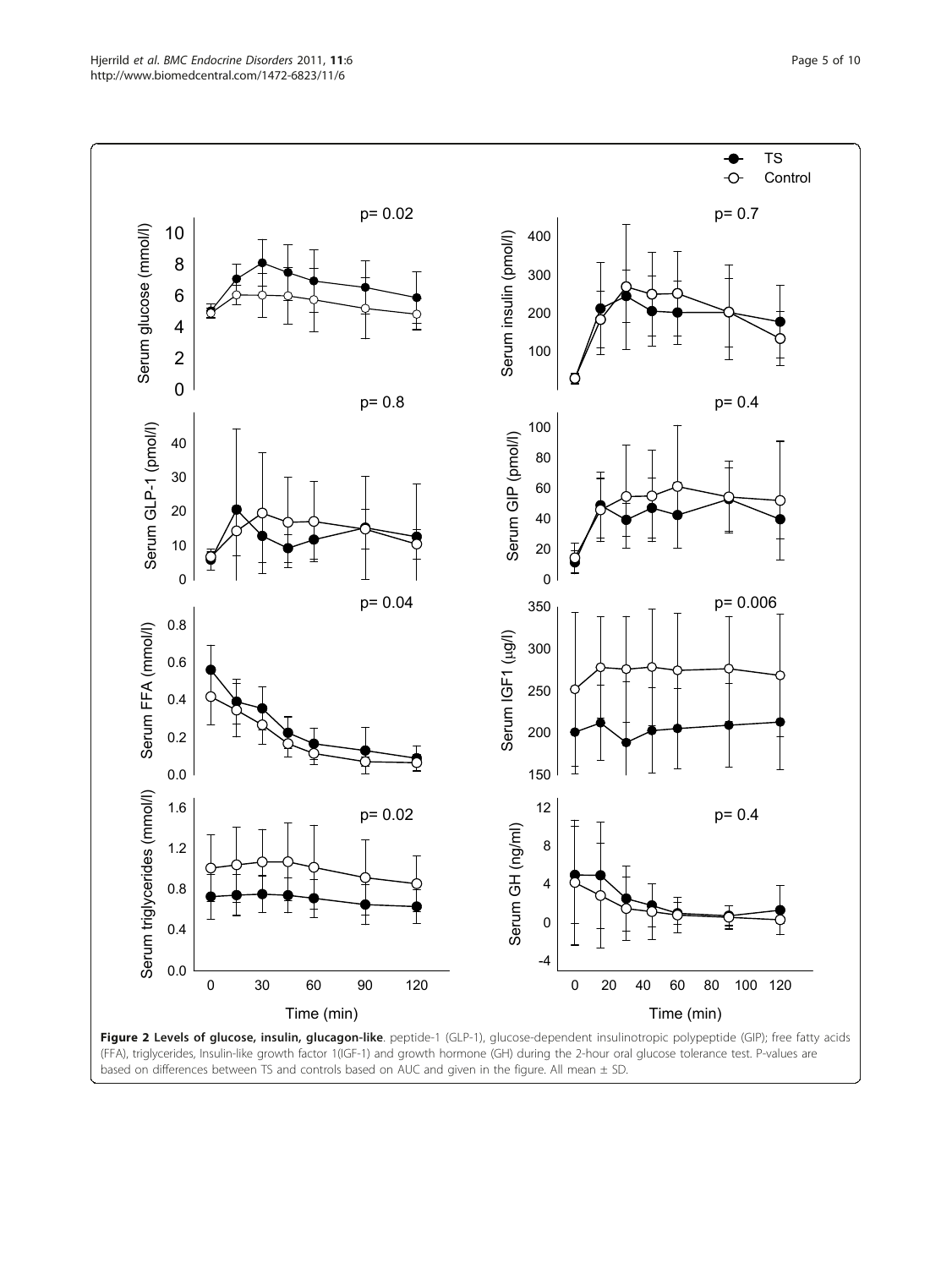**Figure 2 Levels of glucose, insulin, glucagon-like**. peptide-1 (GLP-1), glucose-dependent insulinotropic polypeptide (GIP); free fatty acids (FFA), triglycerides, Insulin-like growth factor 1(IGF-1) and growth hormone (GH) during the 2-hour oral glucose tolerance test. P-values are based on differences between TS and controls based on AUC and given in the figure. All mean ± SD.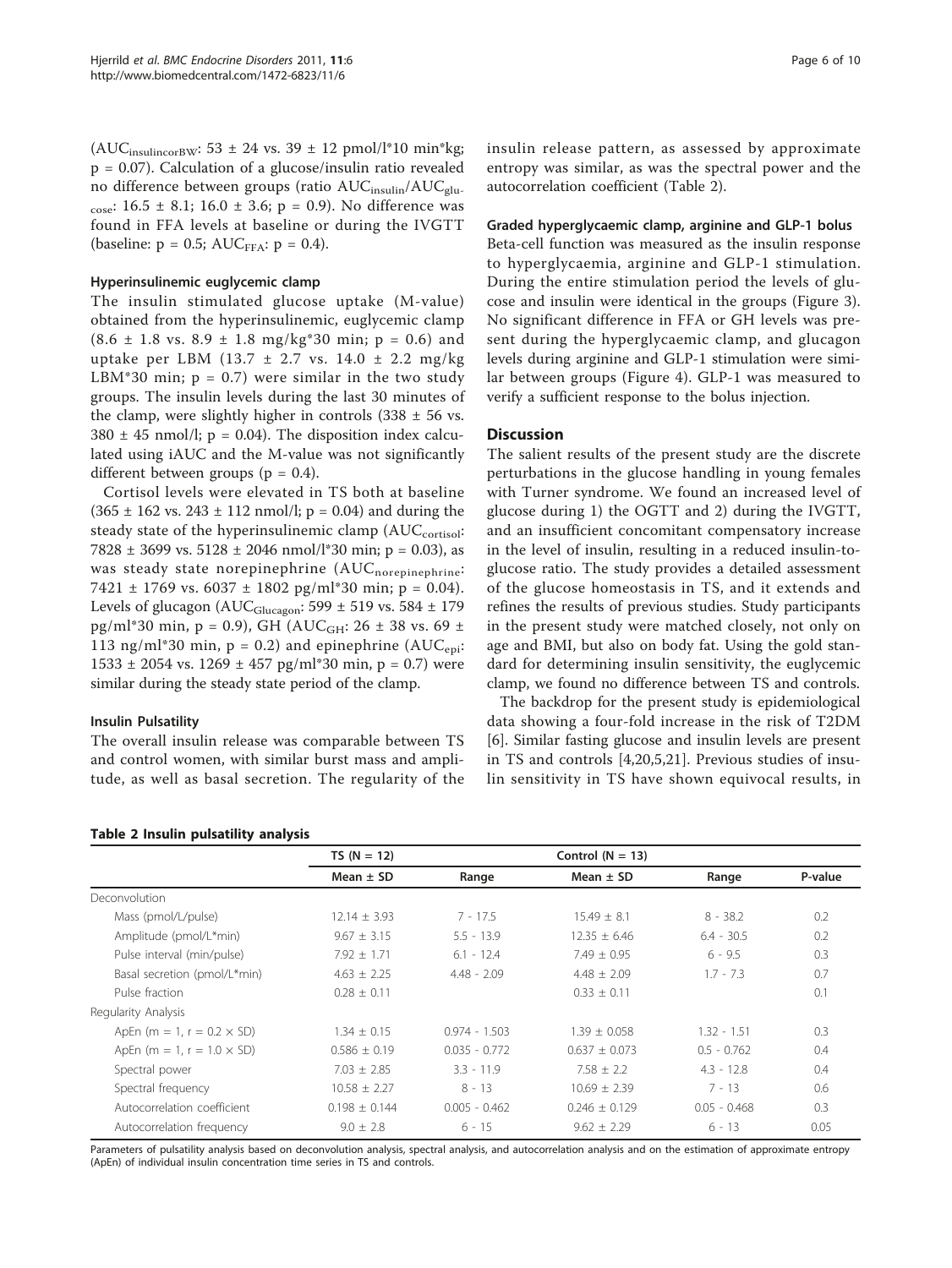($AUC_{insulincorBW}$: 53 ± 24 vs. 39 ± 12 pmol/l*10 min*kg; p = 0.07). Calculation of a glucose/insulin ratio revealed no difference between groups (ratio $AUC_{insulin}/AUC_{glucose}$: 16.5 ± 8.1; 16.0 ± 3.6; p = 0.9). No difference was found in FFA levels at baseline or during the IVGTT (baseline: p = 0.5; $AUC_{FFA}$: p = 0.4).

### Hyperinsulinemic euglycemic clamp

The insulin stimulated glucose uptake (M-value) obtained from the hyperinsulinemic, euglycemic clamp (8.6 ± 1.8 vs. 8.9 ± 1.8 mg/kg*30 min; p = 0.6) and uptake per LBM (13.7 ± 2.7 vs. 14.0 ± 2.2 mg/kg LBM*30 min; p = 0.7) were similar in the two study groups. The insulin levels during the last 30 minutes of the clamp, were slightly higher in controls (338 ± 56 vs. 380 ± 45 nmol/l; p = 0.04). The disposition index calculated using iAUC and the M-value was not significantly different between groups (p = 0.4).

Cortisol levels were elevated in TS both at baseline (365 ± 162 vs. 243 ± 112 nmol/l; p = 0.04) and during the steady state of the hyperinsulinemic clamp ($AUC_{cortisol}$: 7828 ± 3699 vs. 5128 ± 2046 nmol/l*30 min; p = 0.03), as was steady state norepinephrine ($AUC_{norepinephrine}$: 7421 ± 1769 vs. 6037 ± 1802 pg/ml*30 min; p = 0.04). Levels of glucagon ($AUC_{Glucagon}$: 599 ± 519 vs. 584 ± 179 pg/ml*30 min, p = 0.9), GH ($AUC_{GH}$: 26 ± 38 vs. 69 ± 113 ng/ml*30 min, p = 0.2) and epinephrine ($AUC_{epi}$: 1533 ± 2054 vs. 1269 ± 457 pg/ml*30 min, p = 0.7) were similar during the steady state period of the clamp.

### Insulin Pulsatility

The overall insulin release was comparable between TS and control women, with similar burst mass and amplitude, as well as basal secretion. The regularity of the insulin release pattern, as assessed by approximate entropy was similar, as was the spectral power and the autocorrelation coefficient (Table 2).

### Graded hyperglycaemic clamp, arginine and GLP-1 bolus

Beta-cell function was measured as the insulin response to hyperglycaemia, arginine and GLP-1 stimulation. During the entire stimulation period the levels of glucose and insulin were identical in the groups (Figure 3). No significant difference in FFA or GH levels was present during the hyperglycaemic clamp, and glucagon levels during arginine and GLP-1 stimulation were similar between groups (Figure 4). GLP-1 was measured to verify a sufficient response to the bolus injection.

## Discussion

The salient results of the present study are the discrete perturbations in the glucose handling in young females with Turner syndrome. We found an increased level of glucose during 1) the OGTT and 2) during the IVGTT, and an insufficient concomitant compensatory increase in the level of insulin, resulting in a reduced insulin-to-glucose ratio. The study provides a detailed assessment of the glucose homeostasis in TS, and it extends and refines the results of previous studies. Study participants in the present study were matched closely, not only on age and BMI, but also on body fat. Using the gold standard for determining insulin sensitivity, the euglycemic clamp, we found no difference between TS and controls.

The backdrop for the present study is epidemiological data showing a four-fold increase in the risk of T2DM [6]. Similar fasting glucose and insulin levels are present in TS and controls [4,20,5,21]. Previous studies of insulin sensitivity in TS have shown equivocal results, in

**Table 2 Insulin pulsatility analysis**

| | TS (N = 12) | | Control (N = 13) | | |
|---|---|---|---|---|---|
| | Mean ± SD | Range | Mean ± SD | Range | P-value |
| Deconvolution | | | | | |
| Mass (pmol/L/pulse) | 12.14 ± 3.93 | 7 - 17.5 | 15.49 ± 8.1 | 8 - 38.2 | 0.2 |
| Amplitude (pmol/L*min) | 9.67 ± 3.15 | 5.5 - 13.9 | 12.35 ± 6.46 | 6.4 - 30.5 | 0.2 |
| Pulse interval (min/pulse) | 7.92 ± 1.71 | 6.1 - 12.4 | 7.49 ± 0.95 | 6 - 9.5 | 0.3 |
| Basal secretion (pmol/L*min) | 4.63 ± 2.25 | 4.48 - 2.09 | 4.48 ± 2.09 | 1.7 - 7.3 | 0.7 |
| Pulse fraction | 0.28 ± 0.11 | | 0.33 ± 0.11 | | 0.1 |
| Regularity Analysis | | | | | |
| ApEn (m = 1, r = 0.2 × SD) | 1.34 ± 0.15 | 0.974 - 1.503 | 1.39 ± 0.058 | 1.32 - 1.51 | 0.3 |
| ApEn (m = 1, r = 1.0 × SD) | 0.586 ± 0.19 | 0.035 - 0.772 | 0.637 ± 0.073 | 0.5 - 0.762 | 0.4 |
| Spectral power | 7.03 ± 2.85 | 3.3 - 11.9 | 7.58 ± 2.2 | 4.3 - 12.8 | 0.4 |
| Spectral frequency | 10.58 ± 2.27 | 8 - 13 | 10.69 ± 2.39 | 7 - 13 | 0.6 |
| Autocorrelation coefficient | 0.198 ± 0.144 | 0.005 - 0.462 | 0.246 ± 0.129 | 0.05 - 0.468 | 0.3 |
| Autocorrelation frequency | 9.0 ± 2.8 | 6 - 15 | 9.62 ± 2.29 | 6 - 13 | 0.05 |

Parameters of pulsatility analysis based on deconvolution analysis, spectral analysis, and autocorrelation analysis and on the estimation of approximate entropy (ApEn) of individual insulin concentration time series in TS and controls.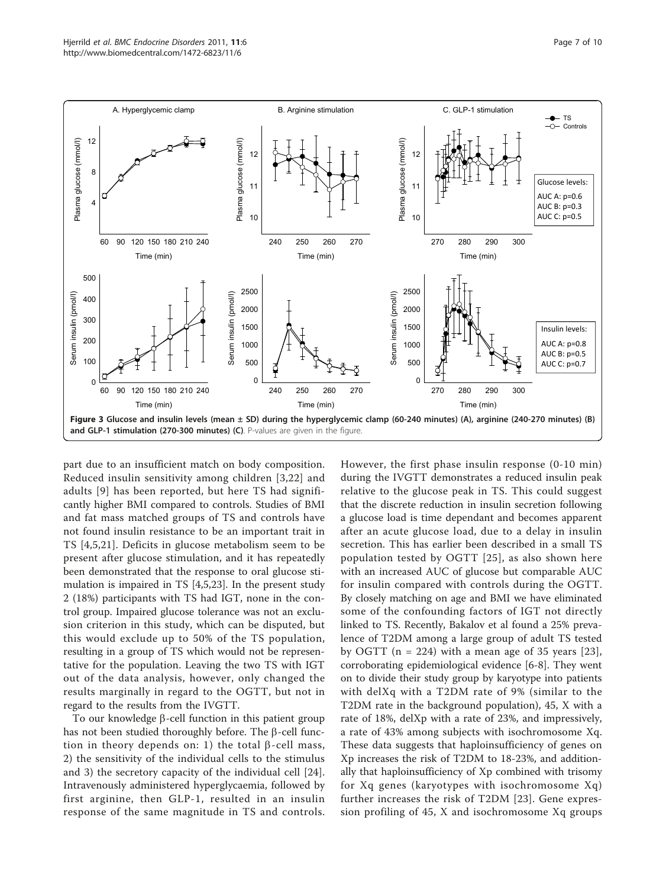Figure 3 Glucose and insulin levels (mean ± SD) during the hyperglycemic clamp (60-240 minutes) (A), arginine (240-270 minutes) (B) and GLP-1 stimulation (270-300 minutes) (C). P-values are given in the figure.

part due to an insufficient match on body composition. Reduced insulin sensitivity among children [3,22] and adults [9] has been reported, but here TS had significantly higher BMI compared to controls. Studies of BMI and fat mass matched groups of TS and controls have not found insulin resistance to be an important trait in TS [4,5,21]. Deficits in glucose metabolism seem to be present after glucose stimulation, and it has repeatedly been demonstrated that the response to oral glucose stimulation is impaired in TS [4,5,23]. In the present study 2 (18%) participants with TS had IGT, none in the control group. Impaired glucose tolerance was not an exclusion criterion in this study, which can be disputed, but this would exclude up to 50% of the TS population, resulting in a group of TS which would not be representative for the population. Leaving the two TS with IGT out of the data analysis, however, only changed the results marginally in regard to the OGTT, but not in regard to the results from the IVGTT.

To our knowledge β-cell function in this patient group has not been studied thoroughly before. The β-cell function in theory depends on: 1) the total β-cell mass, 2) the sensitivity of the individual cells to the stimulus and 3) the secretory capacity of the individual cell [24]. Intravenously administered hyperglycaemia, followed by first arginine, then GLP-1, resulted in an insulin response of the same magnitude in TS and controls. However, the first phase insulin response (0-10 min) during the IVGTT demonstrates a reduced insulin peak relative to the glucose peak in TS. This could suggest that the discrete reduction in insulin secretion following a glucose load is time dependant and becomes apparent after an acute glucose load, due to a delay in insulin secretion. This has earlier been described in a small TS population tested by OGTT [25], as also shown here with an increased AUC of glucose but comparable AUC for insulin compared with controls during the OGTT. By closely matching on age and BMI we have eliminated some of the confounding factors of IGT not directly linked to TS. Recently, Bakalov et al found a 25% prevalence of T2DM among a large group of adult TS tested by OGTT (n = 224) with a mean age of 35 years [23], corroborating epidemiological evidence [6-8]. They went on to divide their study group by karyotype into patients with delXq with a T2DM rate of 9% (similar to the T2DM rate in the background population), 45, X with a rate of 18%, delXp with a rate of 23%, and impressively, a rate of 43% among subjects with isochromosome Xq. These data suggests that haploinsufficiency of genes on Xp increases the risk of T2DM to 18-23%, and additionally that haploinsufficiency of Xp combined with trisomy for Xq genes (karyotypes with isochromosome Xq) further increases the risk of T2DM [23]. Gene expression profiling of 45, X and isochromosome Xq groups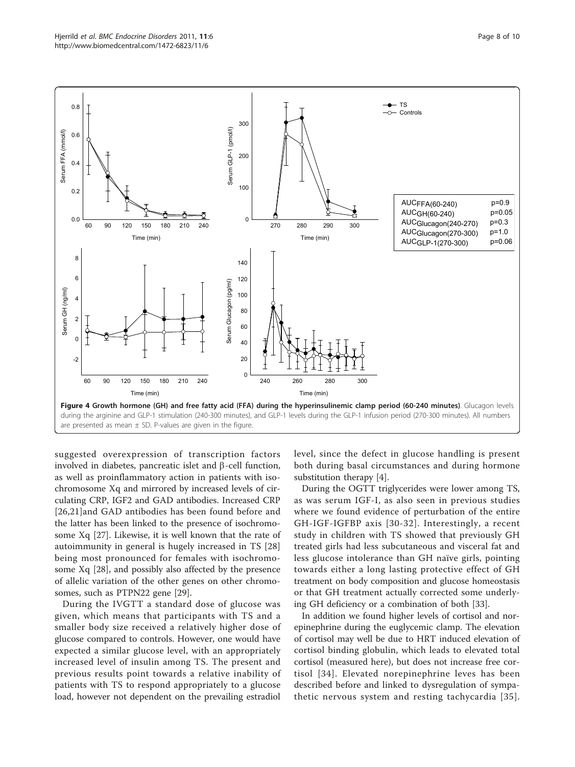**Figure 4 Growth hormone (GH) and free fatty acid (FFA) during the hyperinsulinemic clamp period (60-240 minutes)**. Glucagon levels during the arginine and GLP-1 stimulation (240-300 minutes), and GLP-1 levels during the GLP-1 infusion period (270-300 minutes). All numbers are presented as mean ± SD. P-values are given in the figure.

suggested overexpression of transcription factors involved in diabetes, pancreatic islet and β-cell function, as well as proinflammatory action in patients with isochromosome Xq and mirrored by increased levels of circulating CRP, IGF2 and GAD antibodies. Increased CRP [26,21]and GAD antibodies has been found before and the latter has been linked to the presence of isochromosome Xq [27]. Likewise, it is well known that the rate of autoimmunity in general is hugely increased in TS [28] being most pronounced for females with isochromosome Xq [28], and possibly also affected by the presence of allelic variation of the other genes on other chromosomes, such as PTPN22 gene [29].

During the IVGTT a standard dose of glucose was given, which means that participants with TS and a smaller body size received a relatively higher dose of glucose compared to controls. However, one would have expected a similar glucose level, with an appropriately increased level of insulin among TS. The present and previous results point towards a relative inability of patients with TS to respond appropriately to a glucose load, however not dependent on the prevailing estradiol level, since the defect in glucose handling is present both during basal circumstances and during hormone substitution therapy [4].

During the OGTT triglycerides were lower among TS, as was serum IGF-I, as also seen in previous studies where we found evidence of perturbation of the entire GH-IGF-IGFBP axis [30-32]. Interestingly, a recent study in children with TS showed that previously GH treated girls had less subcutaneous and visceral fat and less glucose intolerance than GH naïve girls, pointing towards either a long lasting protective effect of GH treatment on body composition and glucose homeostasis or that GH treatment actually corrected some underlying GH deficiency or a combination of both [33].

In addition we found higher levels of cortisol and norepinephrine during the euglycemic clamp. The elevation of cortisol may well be due to HRT induced elevation of cortisol binding globulin, which leads to elevated total cortisol (measured here), but does not increase free cortisol [34]. Elevated norepinephrine leves has been described before and linked to dysregulation of sympathetic nervous system and resting tachycardia [35].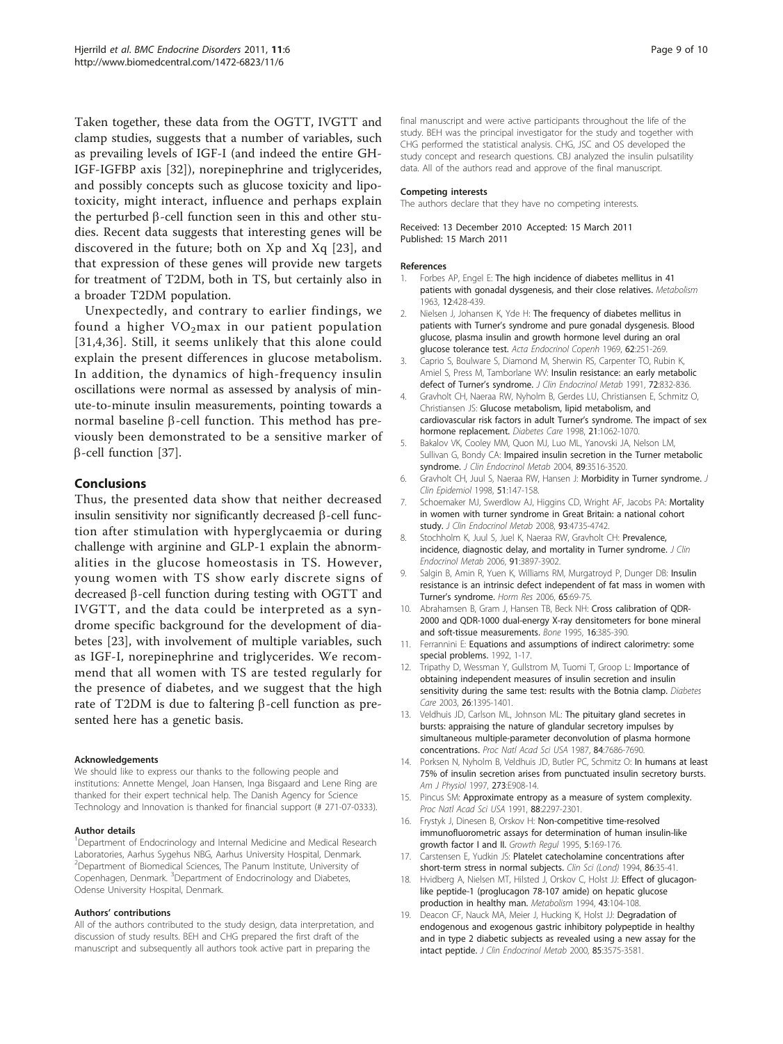Taken together, these data from the OGTT, IVGTT and clamp studies, suggests that a number of variables, such as prevailing levels of IGF-I (and indeed the entire GH-IGF-IGFBP axis [32]), norepinephrine and triglycerides, and possibly concepts such as glucose toxicity and lipotoxicity, might interact, influence and perhaps explain the perturbed β-cell function seen in this and other studies. Recent data suggests that interesting genes will be discovered in the future; both on Xp and Xq [23], and that expression of these genes will provide new targets for treatment of T2DM, both in TS, but certainly also in a broader T2DM population.

Unexpectedly, and contrary to earlier findings, we found a higher $VO_2$max in our patient population [31,4,36]. Still, it seems unlikely that this alone could explain the present differences in glucose metabolism. In addition, the dynamics of high-frequency insulin oscillations were normal as assessed by analysis of minute-to-minute insulin measurements, pointing towards a normal baseline β-cell function. This method has previously been demonstrated to be a sensitive marker of β-cell function [37].

## Conclusions

Thus, the presented data show that neither decreased insulin sensitivity nor significantly decreased β-cell function after stimulation with hyperglycaemia or during challenge with arginine and GLP-1 explain the abnormalities in the glucose homeostasis in TS. However, young women with TS show early discrete signs of decreased β-cell function during testing with OGTT and IVGTT, and the data could be interpreted as a syndrome specific background for the development of diabetes [23], with involvement of multiple variables, such as IGF-I, norepinephrine and triglycerides. We recommend that all women with TS are tested regularly for the presence of diabetes, and we suggest that the high rate of T2DM is due to faltering β-cell function as presented here has a genetic basis.

#### Acknowledgements

We should like to express our thanks to the following people and institutions: Annette Mengel, Joan Hansen, Inga Bisgaard and Lene Ring are thanked for their expert technical help. The Danish Agency for Science Technology and Innovation is thanked for financial support (# 271-07-0333).

#### Author details

[1]Department of Endocrinology and Internal Medicine and Medical Research Laboratories, Aarhus Sygehus NBG, Aarhus University Hospital, Denmark. [2]Department of Biomedical Sciences, The Panum Institute, University of Copenhagen, Denmark. [3]Department of Endocrinology and Diabetes, Odense University Hospital, Denmark.

#### Authors' contributions

All of the authors contributed to the study design, data interpretation, and discussion of study results. BEH and CHG prepared the first draft of the manuscript and subsequently all authors took active part in preparing the final manuscript and were active participants throughout the life of the study. BEH was the principal investigator for the study and together with CHG performed the statistical analysis. CHG, JSC and OS developed the study concept and research questions. CBJ analyzed the insulin pulsatility data. All of the authors read and approve of the final manuscript.

#### Competing interests

The authors declare that they have no competing interests.

Received: 13 December 2010 Accepted: 15 March 2011
Published: 15 March 2011

#### References

1. Forbes AP, Engel E: **The high incidence of diabetes mellitus in 41 patients with gonadal dysgenesis, and their close relatives.** *Metabolism* 1963, **12**:428-439.
2. Nielsen J, Johansen K, Yde H: **The frequency of diabetes mellitus in patients with Turner's syndrome and pure gonadal dysgenesis. Blood glucose, plasma insulin and growth hormone level during an oral glucose tolerance test.** *Acta Endocrinol Copenh* 1969, **62**:251-269.
3. Caprio S, Boulware S, Diamond M, Sherwin RS, Carpenter TO, Rubin K, Amiel S, Press M, Tamborlane WV: **Insulin resistance: an early metabolic defect of Turner's syndrome.** *J Clin Endocrinol Metab* 1991, **72**:832-836.
4. Gravholt CH, Naeraa RW, Nyholm B, Gerdes LU, Christiansen E, Schmitz O, Christiansen JS: **Glucose metabolism, lipid metabolism, and cardiovascular risk factors in adult Turner's syndrome. The impact of sex hormone replacement.** *Diabetes Care* 1998, **21**:1062-1070.
5. Bakalov VK, Cooley MM, Quon MJ, Luo ML, Yanovski JA, Nelson LM, Sullivan G, Bondy CA: **Impaired insulin secretion in the Turner metabolic syndrome.** *J Clin Endocrinol Metab* 2004, **89**:3516-3520.
6. Gravholt CH, Juul S, Naeraa RW, Hansen J: **Morbidity in Turner syndrome.** *J Clin Epidemiol* 1998, **51**:147-158.
7. Schoemaker MJ, Swerdlow AJ, Higgins CD, Wright AF, Jacobs PA: **Mortality in women with turner syndrome in Great Britain: a national cohort study.** *J Clin Endocrinol Metab* 2008, **93**:4735-4742.
8. Stochholm K, Juul S, Juel K, Naeraa RW, Gravholt CH: **Prevalence, incidence, diagnostic delay, and mortality in Turner syndrome.** *J Clin Endocrinol Metab* 2006, **91**:3897-3902.
9. Salgin B, Amin R, Yuen K, Williams RM, Murgatroyd P, Dunger DB: **Insulin resistance is an intrinsic defect independent of fat mass in women with Turner's syndrome.** *Horm Res* 2006, **65**:69-75.
10. Abrahamsen B, Gram J, Hansen TB, Beck NH: **Cross calibration of QDR-2000 and QDR-1000 dual-energy X-ray densitometers for bone mineral and soft-tissue measurements.** *Bone* 1995, **16**:385-390.
11. Ferrannini E: **Equations and assumptions of indirect calorimetry: some special problems.** 1992, 1-17.
12. Tripathy D, Wessman Y, Gullstrom M, Tuomi T, Groop L: **Importance of obtaining independent measures of insulin secretion and insulin sensitivity during the same test: results with the Botnia clamp.** *Diabetes Care* 2003, **26**:1395-1401.
13. Veldhuis JD, Carlson ML, Johnson ML: **The pituitary gland secretes in bursts: appraising the nature of glandular secretory impulses by simultaneous multiple-parameter deconvolution of plasma hormone concentrations.** *Proc Natl Acad Sci USA* 1987, **84**:7686-7690.
14. Porksen N, Nyholm B, Veldhuis JD, Butler PC, Schmitz O: **In humans at least 75% of insulin secretion arises from punctuated insulin secretory bursts.** *Am J Physiol* 1997, **273**:E908-14.
15. Pincus SM: **Approximate entropy as a measure of system complexity.** *Proc Natl Acad Sci USA* 1991, **88**:2297-2301.
16. Frystyk J, Dinesen B, Orskov H: **Non-competitive time-resolved immunofluorometric assays for determination of human insulin-like growth factor I and II.** *Growth Regul* 1995, **5**:169-176.
17. Carstensen E, Yudkin JS: **Platelet catecholamine concentrations after short-term stress in normal subjects.** *Clin Sci (Lond)* 1994, **86**:35-41.
18. Hvidberg A, Nielsen MT, Hilsted J, Orskov C, Holst JJ: **Effect of glucagon-like peptide-1 (proglucagon 78-107 amide) on hepatic glucose production in healthy man.** *Metabolism* 1994, **43**:104-108.
19. Deacon CF, Nauck MA, Meier J, Hucking K, Holst JJ: **Degradation of endogenous and exogenous gastric inhibitory polypeptide in healthy and in type 2 diabetic subjects as revealed using a new assay for the intact peptide.** *J Clin Endocrinol Metab* 2000, **85**:3575-3581.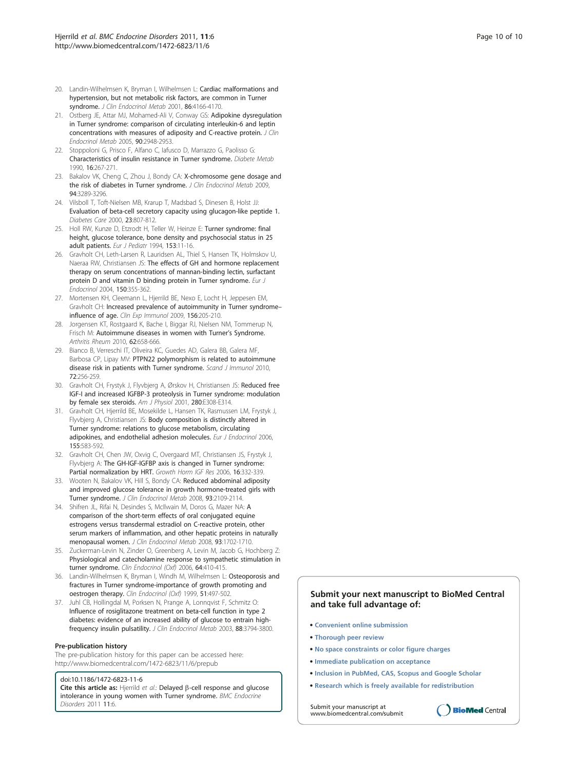20. Landin-Wilhelmsen K, Bryman I, Wilhelmsen L: **Cardiac malformations and hypertension, but not metabolic risk factors, are common in Turner syndrome.** *J Clin Endocrinol Metab* 2001, **86**:4166-4170.
21. Ostberg JE, Attar MJ, Mohamed-Ali V, Conway GS: **Adipokine dysregulation in Turner syndrome: comparison of circulating interleukin-6 and leptin concentrations with measures of adiposity and C-reactive protein.** *J Clin Endocrinol Metab* 2005, **90**:2948-2953.
22. Stoppoloni G, Prisco F, Alfano C, Iafusco D, Marrazzo G, Paolisso G: **Characteristics of insulin resistance in Turner syndrome.** *Diabete Metab* 1990, **16**:267-271.
23. Bakalov VK, Cheng C, Zhou J, Bondy CA: **X-chromosome gene dosage and the risk of diabetes in Turner syndrome.** *J Clin Endocrinol Metab* 2009, **94**:3289-3296.
24. Vilsboll T, Toft-Nielsen MB, Krarup T, Madsbad S, Dinesen B, Holst JJ: **Evaluation of beta-cell secretory capacity using glucagon-like peptide 1.** *Diabetes Care* 2000, **23**:807-812.
25. Holl RW, Kunze D, Etzrodt H, Teller W, Heinze E: **Turner syndrome: final height, glucose tolerance, bone density and psychosocial status in 25 adult patients.** *Eur J Pediatr* 1994, **153**:11-16.
26. Gravholt CH, Leth-Larsen R, Lauridsen AL, Thiel S, Hansen TK, Holmskov U, Naeraa RW, Christiansen JS: **The effects of GH and hormone replacement therapy on serum concentrations of mannan-binding lectin, surfactant protein D and vitamin D binding protein in Turner syndrome.** *Eur J Endocrinol* 2004, **150**:355-362.
27. Mortensen KH, Cleemann L, Hjerrild BE, Nexo E, Locht H, Jeppesen EM, Gravholt CH: **Increased prevalence of autoimmunity in Turner syndrome–influence of age.** *Clin Exp Immunol* 2009, **156**:205-210.
28. Jorgensen KT, Rostgaard K, Bache I, Biggar RJ, Nielsen NM, Tommerup N, Frisch M: **Autoimmune diseases in women with Turner's Syndrome.** *Arthritis Rheum* 2010, **62**:658-666.
29. Bianco B, Verreschi IT, Oliveira KC, Guedes AD, Galera BB, Galera MF, Barbosa CP, Lipay MV: **PTPN22 polymorphism is related to autoimmune disease risk in patients with Turner syndrome.** *Scand J Immunol* 2010, **72**:256-259.
30. Gravholt CH, Frystyk J, Flyvbjerg A, Ørskov H, Christiansen JS: **Reduced free IGF-I and increased IGFBP-3 proteolysis in Turner syndrome: modulation by female sex steroids.** *Am J Physiol* 2001, **280**:E308-E314.
31. Gravholt CH, Hjerrild BE, Mosekilde L, Hansen TK, Rasmussen LM, Frystyk J, Flyvbjerg A, Christiansen JS: **Body composition is distinctly altered in Turner syndrome: relations to glucose metabolism, circulating adipokines, and endothelial adhesion molecules.** *Eur J Endocrinol* 2006, **155**:583-592.
32. Gravholt CH, Chen JW, Oxvig C, Overgaard MT, Christiansen JS, Frystyk J, Flyvbjerg A: **The GH-IGF-IGFBP axis is changed in Turner syndrome: Partial normalization by HRT.** *Growth Horm IGF Res* 2006, **16**:332-339.
33. Wooten N, Bakalov VK, Hill S, Bondy CA: **Reduced abdominal adiposity and improved glucose tolerance in growth hormone-treated girls with Turner syndrome.** *J Clin Endocrinol Metab* 2008, **93**:2109-2114.
34. Shifren JL, Rifai N, Desindes S, McIlwain M, Doros G, Mazer NA: **A comparison of the short-term effects of oral conjugated equine estrogens versus transdermal estradiol on C-reactive protein, other serum markers of inflammation, and other hepatic proteins in naturally menopausal women.** *J Clin Endocrinol Metab* 2008, **93**:1702-1710.
35. Zuckerman-Levin N, Zinder O, Greenberg A, Levin M, Jacob G, Hochberg Z: **Physiological and catecholamine response to sympathetic stimulation in turner syndrome.** *Clin Endocrinol (Oxf)* 2006, **64**:410-415.
36. Landin-Wilhelmsen K, Bryman I, Windh M, Wilhelmsen L: **Osteoporosis and fractures in Turner syndrome-importance of growth promoting and oestrogen therapy.** *Clin Endocrinol (Oxf)* 1999, **51**:497-502.
37. Juhl CB, Hollingdal M, Porksen N, Prange A, Lonnqvist F, Schmitz O: **Influence of rosiglitazone treatment on beta-cell function in type 2 diabetes: evidence of an increased ability of glucose to entrain high-frequency insulin pulsatility.** *J Clin Endocrinol Metab* 2003, **88**:3794-3800.

**Pre-publication history**

The pre-publication history for this paper can be accessed here:
http://www.biomedcentral.com/1472-6823/11/6/prepub

doi:10.1186/1472-6823-11-6

**Cite this article as:** Hjerrild *et al.*: Delayed β-cell response and glucose intolerance in young women with Turner syndrome. *BMC Endocrine Disorders* 2011 **11**:6.

**Submit your next manuscript to BioMed Central and take full advantage of:**

- **Convenient online submission**
- **Thorough peer review**
- **No space constraints or color figure charges**
- **Immediate publication on acceptance**
- **Inclusion in PubMed, CAS, Scopus and Google Scholar**
- **Research which is freely available for redistribution**

Submit your manuscript at
www.biomedcentral.com/submit

BioMed Central